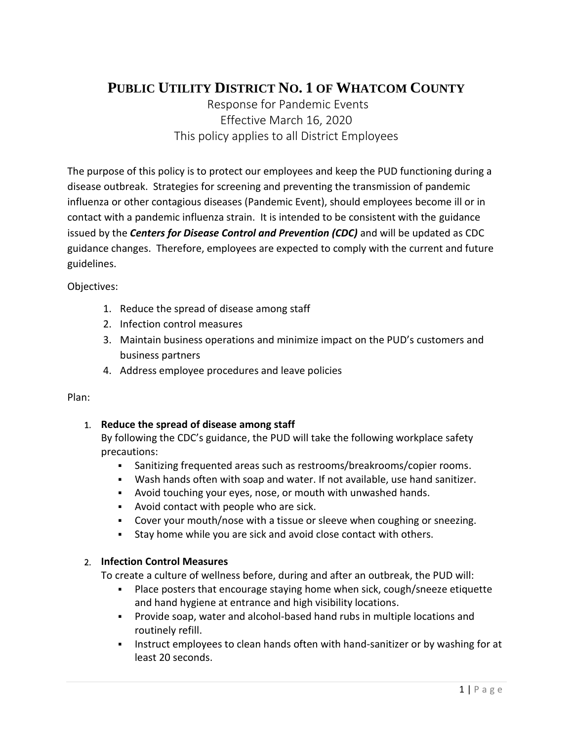# PUBLIC UTILITY DISTRICT NO. 1 OF WHATCOM COUNTY

Response for Pandemic Events
Effective March 16, 2020
This policy applies to all District Employees

The purpose of this policy is to protect our employees and keep the PUD functioning during a disease outbreak. Strategies for screening and preventing the transmission of pandemic influenza or other contagious diseases (Pandemic Event), should employees become ill or in contact with a pandemic influenza strain. It is intended to be consistent with the guidance issued by the ***Centers for Disease Control and Prevention (CDC)*** and will be updated as CDC guidance changes. Therefore, employees are expected to comply with the current and future guidelines.

Objectives:

1. Reduce the spread of disease among staff
2. Infection control measures
3. Maintain business operations and minimize impact on the PUD's customers and business partners
4. Address employee procedures and leave policies

Plan:

1. **Reduce the spread of disease among staff**
   By following the CDC's guidance, the PUD will take the following workplace safety precautions:
   - Sanitizing frequented areas such as restrooms/breakrooms/copier rooms.
   - Wash hands often with soap and water. If not available, use hand sanitizer.
   - Avoid touching your eyes, nose, or mouth with unwashed hands.
   - Avoid contact with people who are sick.
   - Cover your mouth/nose with a tissue or sleeve when coughing or sneezing.
   - Stay home while you are sick and avoid close contact with others.

2. **Infection Control Measures**
   To create a culture of wellness before, during and after an outbreak, the PUD will:
   - Place posters that encourage staying home when sick, cough/sneeze etiquette and hand hygiene at entrance and high visibility locations.
   - Provide soap, water and alcohol-based hand rubs in multiple locations and routinely refill.
   - Instruct employees to clean hands often with hand-sanitizer or by washing for at least 20 seconds.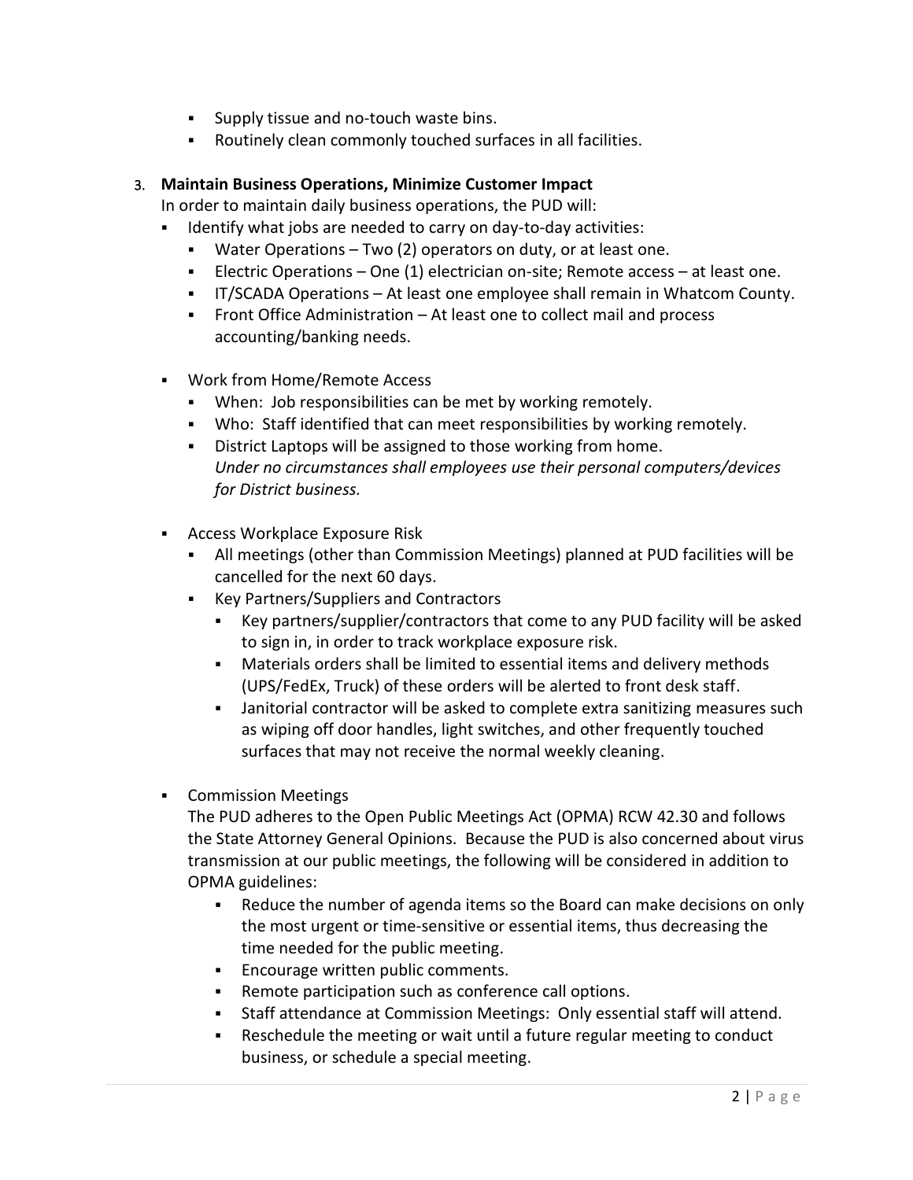- Supply tissue and no-touch waste bins.
- Routinely clean commonly touched surfaces in all facilities.

3. **Maintain Business Operations, Minimize Customer Impact**

   In order to maintain daily business operations, the PUD will:

   - Identify what jobs are needed to carry on day-to-day activities:
     - Water Operations – Two (2) operators on duty, or at least one.
     - Electric Operations – One (1) electrician on-site; Remote access – at least one.
     - IT/SCADA Operations – At least one employee shall remain in Whatcom County.
     - Front Office Administration – At least one to collect mail and process accounting/banking needs.

   - Work from Home/Remote Access
     - When: Job responsibilities can be met by working remotely.
     - Who: Staff identified that can meet responsibilities by working remotely.
     - District Laptops will be assigned to those working from home.
       *Under no circumstances shall employees use their personal computers/devices for District business.*

   - Access Workplace Exposure Risk
     - All meetings (other than Commission Meetings) planned at PUD facilities will be cancelled for the next 60 days.
     - Key Partners/Suppliers and Contractors
       - Key partners/supplier/contractors that come to any PUD facility will be asked to sign in, in order to track workplace exposure risk.
       - Materials orders shall be limited to essential items and delivery methods (UPS/FedEx, Truck) of these orders will be alerted to front desk staff.
       - Janitorial contractor will be asked to complete extra sanitizing measures such as wiping off door handles, light switches, and other frequently touched surfaces that may not receive the normal weekly cleaning.

   - Commission Meetings

     The PUD adheres to the Open Public Meetings Act (OPMA) RCW 42.30 and follows the State Attorney General Opinions. Because the PUD is also concerned about virus transmission at our public meetings, the following will be considered in addition to OPMA guidelines:

     - Reduce the number of agenda items so the Board can make decisions on only the most urgent or time-sensitive or essential items, thus decreasing the time needed for the public meeting.
     - Encourage written public comments.
     - Remote participation such as conference call options.
     - Staff attendance at Commission Meetings: Only essential staff will attend.
     - Reschedule the meeting or wait until a future regular meeting to conduct business, or schedule a special meeting.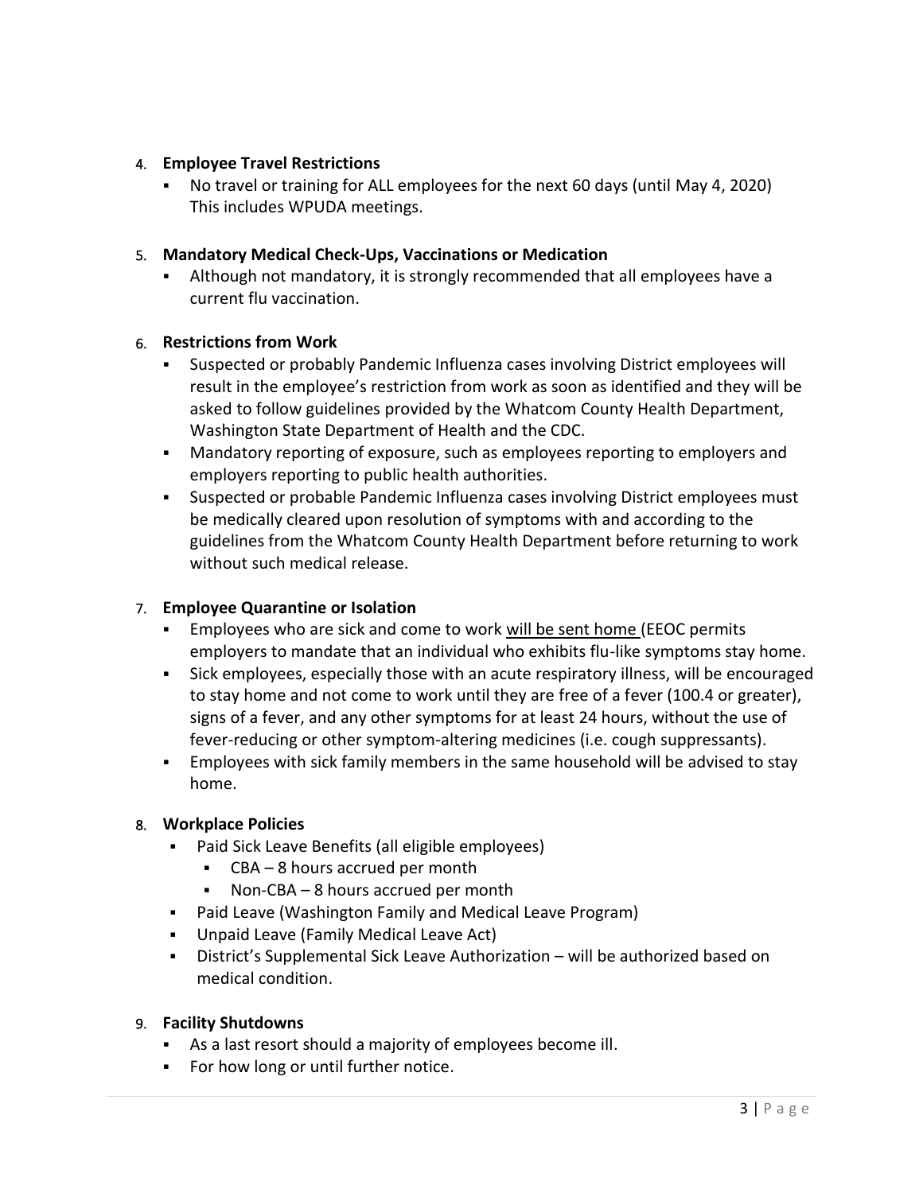4. **Employee Travel Restrictions**
   - No travel or training for ALL employees for the next 60 days (until May 4, 2020) This includes WPUDA meetings.

5. **Mandatory Medical Check-Ups, Vaccinations or Medication**
   - Although not mandatory, it is strongly recommended that all employees have a current flu vaccination.

6. **Restrictions from Work**
   - Suspected or probably Pandemic Influenza cases involving District employees will result in the employee's restriction from work as soon as identified and they will be asked to follow guidelines provided by the Whatcom County Health Department, Washington State Department of Health and the CDC.
   - Mandatory reporting of exposure, such as employees reporting to employers and employers reporting to public health authorities.
   - Suspected or probable Pandemic Influenza cases involving District employees must be medically cleared upon resolution of symptoms with and according to the guidelines from the Whatcom County Health Department before returning to work without such medical release.

7. **Employee Quarantine or Isolation**
   - Employees who are sick and come to work <u>will be sent home</u> (EEOC permits employers to mandate that an individual who exhibits flu-like symptoms stay home.
   - Sick employees, especially those with an acute respiratory illness, will be encouraged to stay home and not come to work until they are free of a fever (100.4 or greater), signs of a fever, and any other symptoms for at least 24 hours, without the use of fever-reducing or other symptom-altering medicines (i.e. cough suppressants).
   - Employees with sick family members in the same household will be advised to stay home.

8. **Workplace Policies**
   - Paid Sick Leave Benefits (all eligible employees)
     - CBA – 8 hours accrued per month
     - Non-CBA – 8 hours accrued per month
   - Paid Leave (Washington Family and Medical Leave Program)
   - Unpaid Leave (Family Medical Leave Act)
   - District's Supplemental Sick Leave Authorization – will be authorized based on medical condition.

9. **Facility Shutdowns**
   - As a last resort should a majority of employees become ill.
   - For how long or until further notice.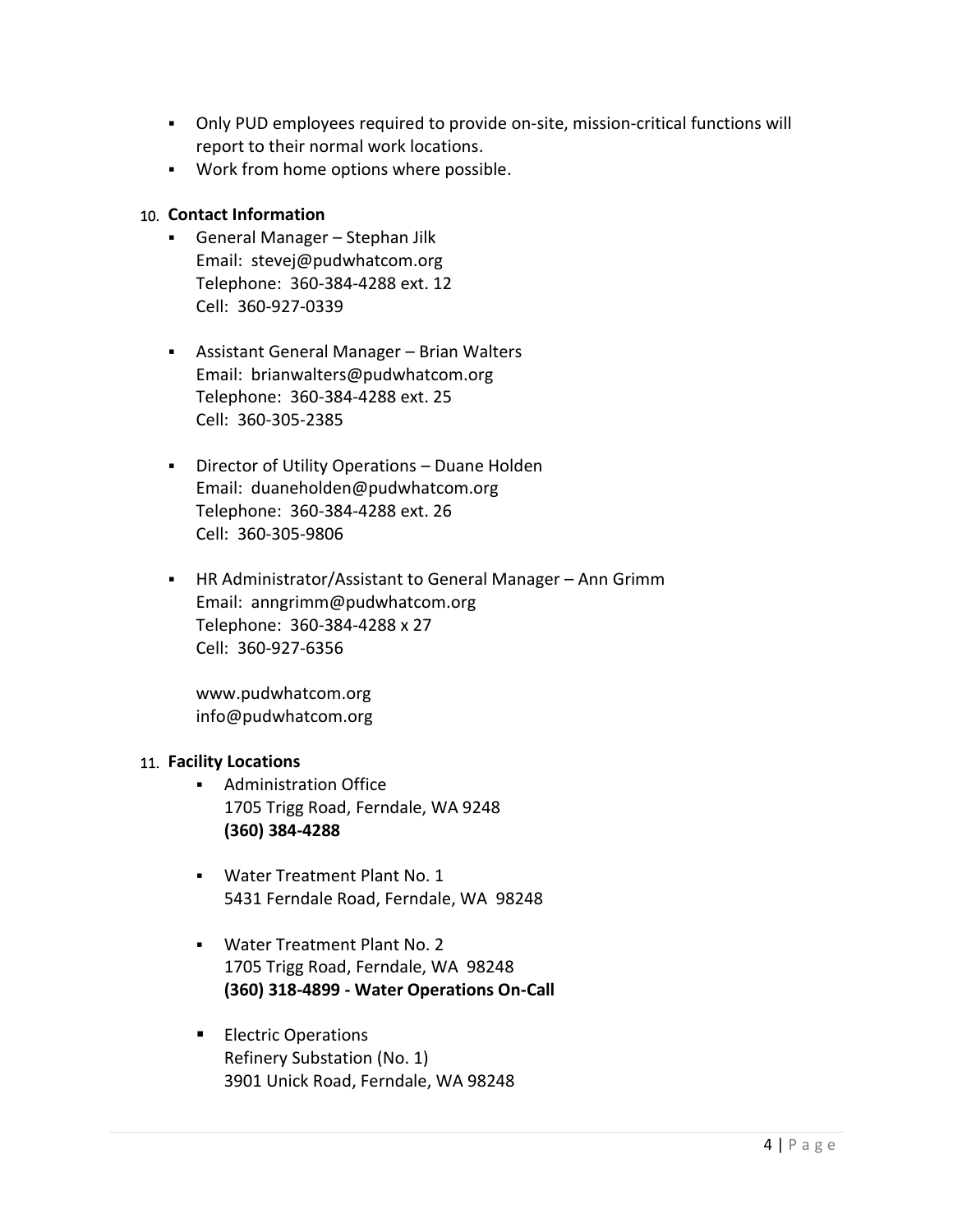- Only PUD employees required to provide on-site, mission-critical functions will report to their normal work locations.
- Work from home options where possible.

10. **Contact Information**
    - General Manager – Stephan Jilk
      Email: stevej@pudwhatcom.org
      Telephone: 360-384-4288 ext. 12
      Cell: 360-927-0339

    - Assistant General Manager – Brian Walters
      Email: brianwalters@pudwhatcom.org
      Telephone: 360-384-4288 ext. 25
      Cell: 360-305-2385

    - Director of Utility Operations – Duane Holden
      Email: duaneholden@pudwhatcom.org
      Telephone: 360-384-4288 ext. 26
      Cell: 360-305-9806

    - HR Administrator/Assistant to General Manager – Ann Grimm
      Email: anngrimm@pudwhatcom.org
      Telephone: 360-384-4288 x 27
      Cell: 360-927-6356

      www.pudwhatcom.org
      info@pudwhatcom.org

11. **Facility Locations**
    - Administration Office
      1705 Trigg Road, Ferndale, WA 9248
      **(360) 384-4288**

    - Water Treatment Plant No. 1
      5431 Ferndale Road, Ferndale, WA 98248

    - Water Treatment Plant No. 2
      1705 Trigg Road, Ferndale, WA 98248
      **(360) 318-4899 - Water Operations On-Call**

    - Electric Operations
      Refinery Substation (No. 1)
      3901 Unick Road, Ferndale, WA 98248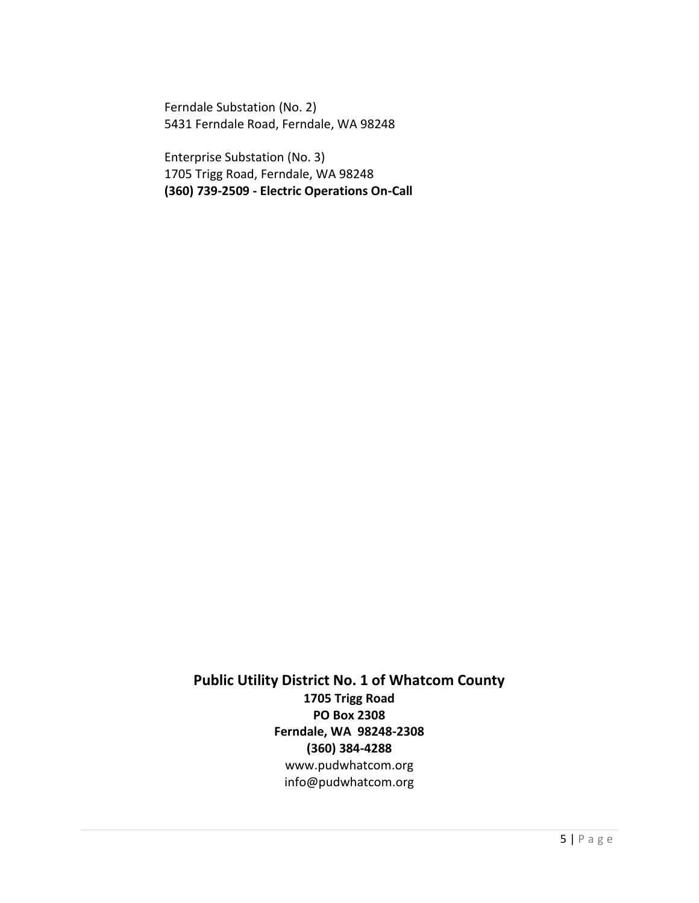Ferndale Substation (No. 2)
5431 Ferndale Road, Ferndale, WA 98248

Enterprise Substation (No. 3)
1705 Trigg Road, Ferndale, WA 98248
**(360) 739-2509 - Electric Operations On-Call**

**Public Utility District No. 1 of Whatcom County**
**1705 Trigg Road**
**PO Box 2308**
**Ferndale, WA 98248-2308**
**(360) 384-4288**
www.pudwhatcom.org
info@pudwhatcom.org